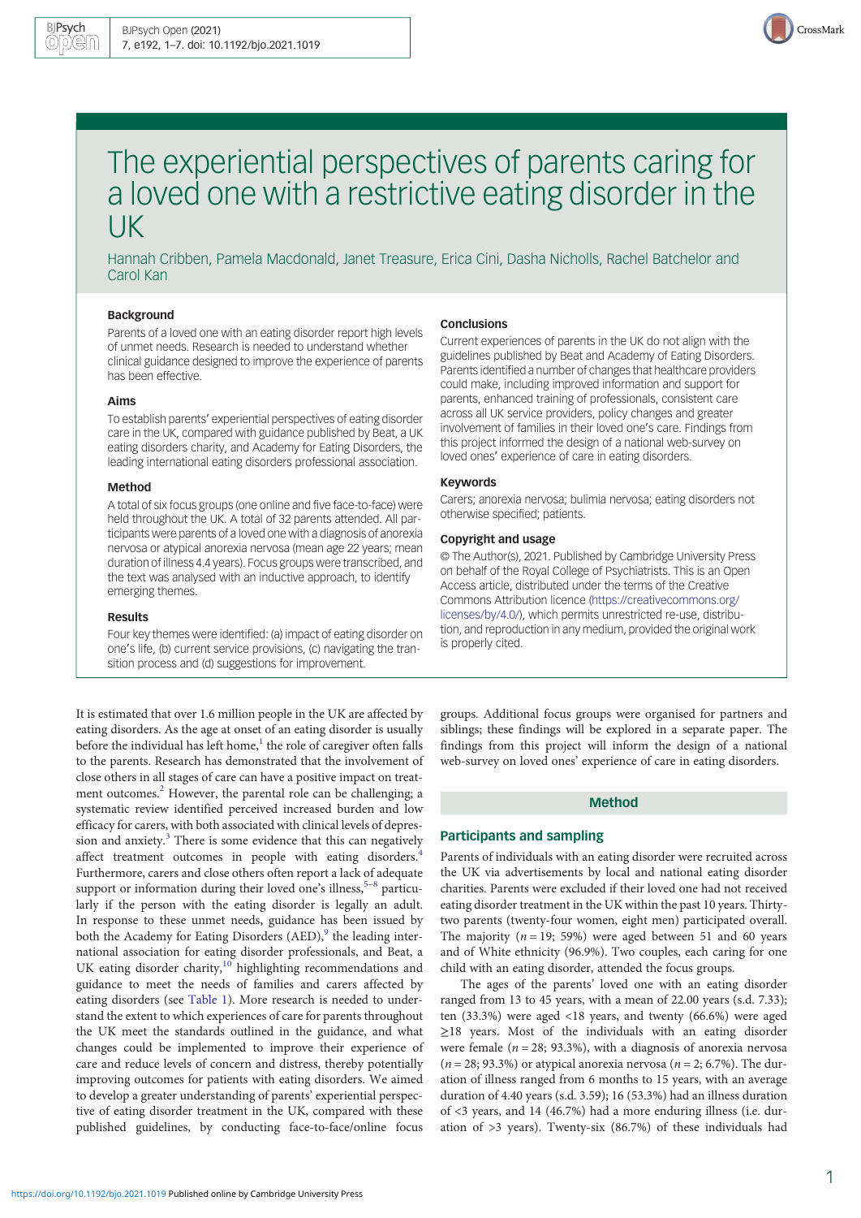# The experiential perspectives of parents caring for a loved one with a restrictive eating disorder in the UK

Hannah Cribben, Pamela Macdonald, Janet Treasure, Erica Cini, Dasha Nicholls, Rachel Batchelor and Carol Kan

## Background

Parents of a loved one with an eating disorder report high levels of unmet needs. Research is needed to understand whether clinical guidance designed to improve the experience of parents has been effective.

## Aims

To establish parents' experiential perspectives of eating disorder care in the UK, compared with guidance published by Beat, a UK eating disorders charity, and Academy for Eating Disorders, the leading international eating disorders professional association.

## Method

A total of six focus groups (one online and five face-to-face) were held throughout the UK. A total of 32 parents attended. All participants were parents of a loved one with a diagnosis of anorexia nervosa or atypical anorexia nervosa (mean age 22 years; mean duration of illness 4.4 years). Focus groups were transcribed, and the text was analysed with an inductive approach, to identify emerging themes.

## Results

Four key themes were identified: (a) impact of eating disorder on one's life, (b) current service provisions, (c) navigating the transition process and (d) suggestions for improvement.

## Conclusions

Current experiences of parents in the UK do not align with the guidelines published by Beat and Academy of Eating Disorders. Parents identified a number of changes that healthcare providers could make, including improved information and support for parents, enhanced training of professionals, consistent care across all UK service providers, policy changes and greater involvement of families in their loved one's care. Findings from this project informed the design of a national web-survey on loved ones' experience of care in eating disorders.

## Keywords

Carers; anorexia nervosa; bulimia nervosa; eating disorders not otherwise specified; patients.

## Copyright and usage

© The Author(s), 2021. Published by Cambridge University Press on behalf of the Royal College of Psychiatrists. This is an Open Access article, distributed under the terms of the Creative Commons Attribution licence (https://creativecommons.org/licenses/by/4.0/), which permits unrestricted re-use, distribution, and reproduction in any medium, provided the original work is properly cited.

It is estimated that over 1.6 million people in the UK are affected by eating disorders. As the age at onset of an eating disorder is usually before the individual has left home,[1] the role of caregiver often falls to the parents. Research has demonstrated that the involvement of close others in all stages of care can have a positive impact on treatment outcomes.[2] However, the parental role can be challenging; a systematic review identified perceived increased burden and low efficacy for carers, with both associated with clinical levels of depression and anxiety.[3] There is some evidence that this can negatively affect treatment outcomes in people with eating disorders.[4] Furthermore, carers and close others often report a lack of adequate support or information during their loved one's illness,[5–8] particularly if the person with the eating disorder is legally an adult. In response to these unmet needs, guidance has been issued by both the Academy for Eating Disorders (AED),[9] the leading international association for eating disorder professionals, and Beat, a UK eating disorder charity,[10] highlighting recommendations and guidance to meet the needs of families and carers affected by eating disorders (see Table 1). More research is needed to understand the extent to which experiences of care for parents throughout the UK meet the standards outlined in the guidance, and what changes could be implemented to improve their experience of care and reduce levels of concern and distress, thereby potentially improving outcomes for patients with eating disorders. We aimed to develop a greater understanding of parents' experiential perspective of eating disorder treatment in the UK, compared with these published guidelines, by conducting face-to-face/online focus groups. Additional focus groups were organised for partners and siblings; these findings will be explored in a separate paper. The findings from this project will inform the design of a national web-survey on loved ones' experience of care in eating disorders.

## Method

### Participants and sampling

Parents of individuals with an eating disorder were recruited across the UK via advertisements by local and national eating disorder charities. Parents were excluded if their loved one had not received eating disorder treatment in the UK within the past 10 years. Thirty-two parents (twenty-four women, eight men) participated overall. The majority ($n = 19$; 59%) were aged between 51 and 60 years and of White ethnicity (96.9%). Two couples, each caring for one child with an eating disorder, attended the focus groups.

The ages of the parents' loved one with an eating disorder ranged from 13 to 45 years, with a mean of 22.00 years (s.d. 7.33); ten (33.3%) were aged <18 years, and twenty (66.6%) were aged ≥18 years. Most of the individuals with an eating disorder were female ($n = 28$; 93.3%), with a diagnosis of anorexia nervosa ($n = 28$; 93.3%) or atypical anorexia nervosa ($n = 2$; 6.7%). The duration of illness ranged from 6 months to 15 years, with an average duration of 4.40 years (s.d. 3.59); 16 (53.3%) had an illness duration of <3 years, and 14 (46.7%) had a more enduring illness (i.e. duration of >3 years). Twenty-six (86.7%) of these individuals had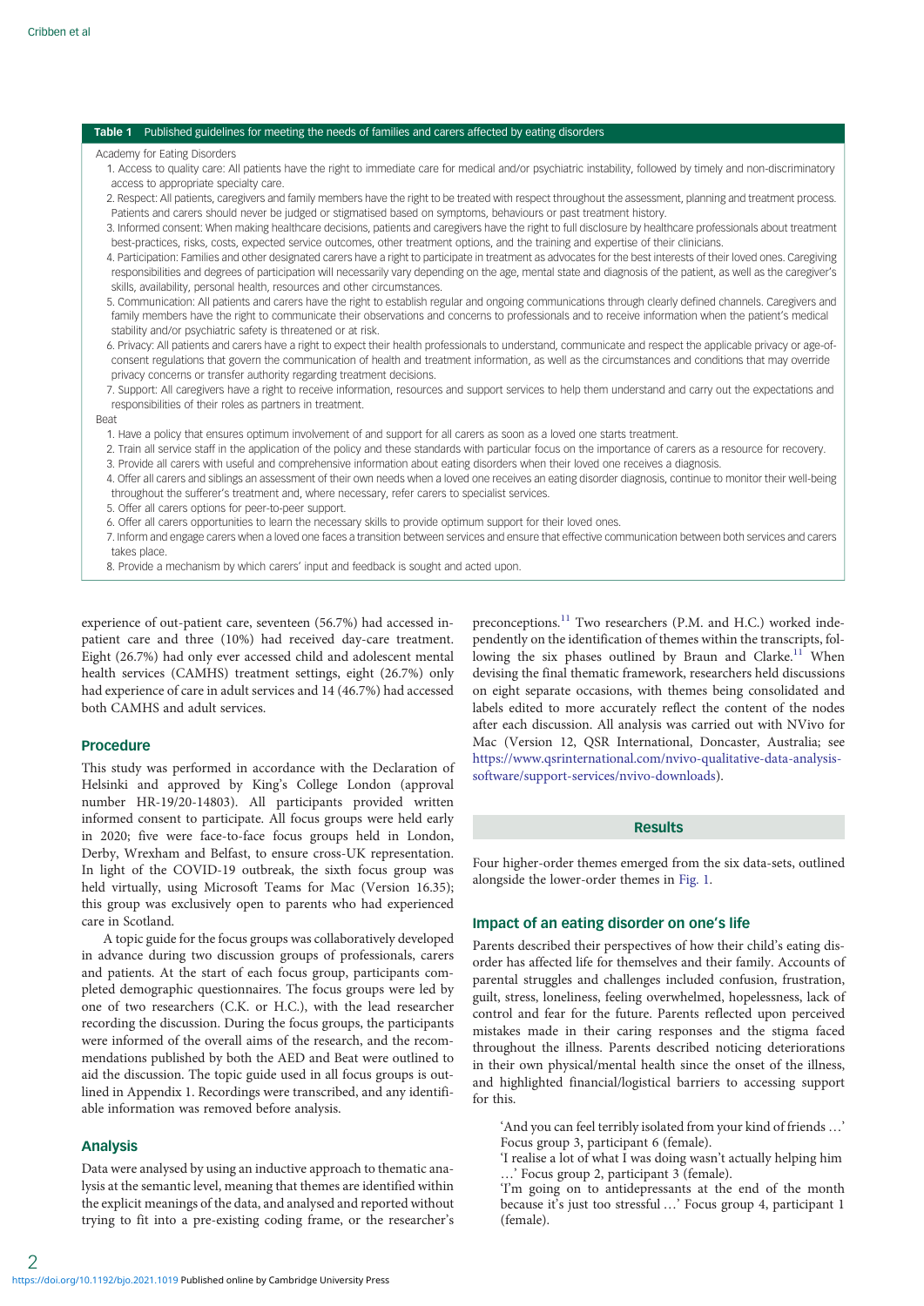**Table 1** Published guidelines for meeting the needs of families and carers affected by eating disorders

Academy for Eating Disorders

1. Access to quality care: All patients have the right to immediate care for medical and/or psychiatric instability, followed by timely and non-discriminatory access to appropriate specialty care.
2. Respect: All patients, caregivers and family members have the right to be treated with respect throughout the assessment, planning and treatment process. Patients and carers should never be judged or stigmatised based on symptoms, behaviours or past treatment history.
3. Informed consent: When making healthcare decisions, patients and caregivers have the right to full disclosure by healthcare professionals about treatment best-practices, risks, costs, expected service outcomes, other treatment options, and the training and expertise of their clinicians.
4. Participation: Families and other designated carers have a right to participate in treatment as advocates for the best interests of their loved ones. Caregiving responsibilities and degrees of participation will necessarily vary depending on the age, mental state and diagnosis of the patient, as well as the caregiver's skills, availability, personal health, resources and other circumstances.
5. Communication: All patients and carers have the right to establish regular and ongoing communications through clearly defined channels. Caregivers and family members have the right to communicate their observations and concerns to professionals and to receive information when the patient's medical stability and/or psychiatric safety is threatened or at risk.
6. Privacy: All patients and carers have a right to expect their health professionals to understand, communicate and respect the applicable privacy or age-of-consent regulations that govern the communication of health and treatment information, as well as the circumstances and conditions that may override privacy concerns or transfer authority regarding treatment decisions.
7. Support: All caregivers have a right to receive information, resources and support services to help them understand and carry out the expectations and responsibilities of their roles as partners in treatment.

Beat

1. Have a policy that ensures optimum involvement of and support for all carers as soon as a loved one starts treatment.
2. Train all service staff in the application of the policy and these standards with particular focus on the importance of carers as a resource for recovery.
3. Provide all carers with useful and comprehensive information about eating disorders when their loved one receives a diagnosis.
4. Offer all carers and siblings an assessment of their own needs when a loved one receives an eating disorder diagnosis, continue to monitor their well-being throughout the sufferer's treatment and, where necessary, refer carers to specialist services.
5. Offer all carers options for peer-to-peer support.
6. Offer all carers opportunities to learn the necessary skills to provide optimum support for their loved ones.
7. Inform and engage carers when a loved one faces a transition between services and ensure that effective communication between both services and carers takes place.
8. Provide a mechanism by which carers' input and feedback is sought and acted upon.

experience of out-patient care, seventeen (56.7%) had accessed in-patient care and three (10%) had received day-care treatment. Eight (26.7%) had only ever accessed child and adolescent mental health services (CAMHS) treatment settings, eight (26.7%) only had experience of care in adult services and 14 (46.7%) had accessed both CAMHS and adult services.

## Procedure

This study was performed in accordance with the Declaration of Helsinki and approved by King's College London (approval number HR-19/20-14803). All participants provided written informed consent to participate. All focus groups were held early in 2020; five were face-to-face focus groups held in London, Derby, Wrexham and Belfast, to ensure cross-UK representation. In light of the COVID-19 outbreak, the sixth focus group was held virtually, using Microsoft Teams for Mac (Version 16.35); this group was exclusively open to parents who had experienced care in Scotland.

A topic guide for the focus groups was collaboratively developed in advance during two discussion groups of professionals, carers and patients. At the start of each focus group, participants completed demographic questionnaires. The focus groups were led by one of two researchers (C.K. or H.C.), with the lead researcher recording the discussion. During the focus groups, the participants were informed of the overall aims of the research, and the recommendations published by both the AED and Beat were outlined to aid the discussion. The topic guide used in all focus groups is outlined in Appendix 1. Recordings were transcribed, and any identifiable information was removed before analysis.

## Analysis

Data were analysed by using an inductive approach to thematic analysis at the semantic level, meaning that themes are identified within the explicit meanings of the data, and analysed and reported without trying to fit into a pre-existing coding frame, or the researcher's preconceptions.[11] Two researchers (P.M. and H.C.) worked independently on the identification of themes within the transcripts, following the six phases outlined by Braun and Clarke.[11] When devising the final thematic framework, researchers held discussions on eight separate occasions, with themes being consolidated and labels edited to more accurately reflect the content of the nodes after each discussion. All analysis was carried out with NVivo for Mac (Version 12, QSR International, Doncaster, Australia; see https://www.qsrinternational.com/nvivo-qualitative-data-analysis-software/support-services/nvivo-downloads).

# Results

Four higher-order themes emerged from the six data-sets, outlined alongside the lower-order themes in Fig. 1.

## Impact of an eating disorder on one's life

Parents described their perspectives of how their child's eating disorder has affected life for themselves and their family. Accounts of parental struggles and challenges included confusion, frustration, guilt, stress, loneliness, feeling overwhelmed, hopelessness, lack of control and fear for the future. Parents reflected upon perceived mistakes made in their caring responses and the stigma faced throughout the illness. Parents described noticing deteriorations in their own physical/mental health since the onset of the illness, and highlighted financial/logistical barriers to accessing support for this.

> 'And you can feel terribly isolated from your kind of friends …' Focus group 3, participant 6 (female).
>
> 'I realise a lot of what I was doing wasn't actually helping him …' Focus group 2, participant 3 (female).
>
> 'I'm going on to antidepressants at the end of the month because it's just too stressful …' Focus group 4, participant 1 (female).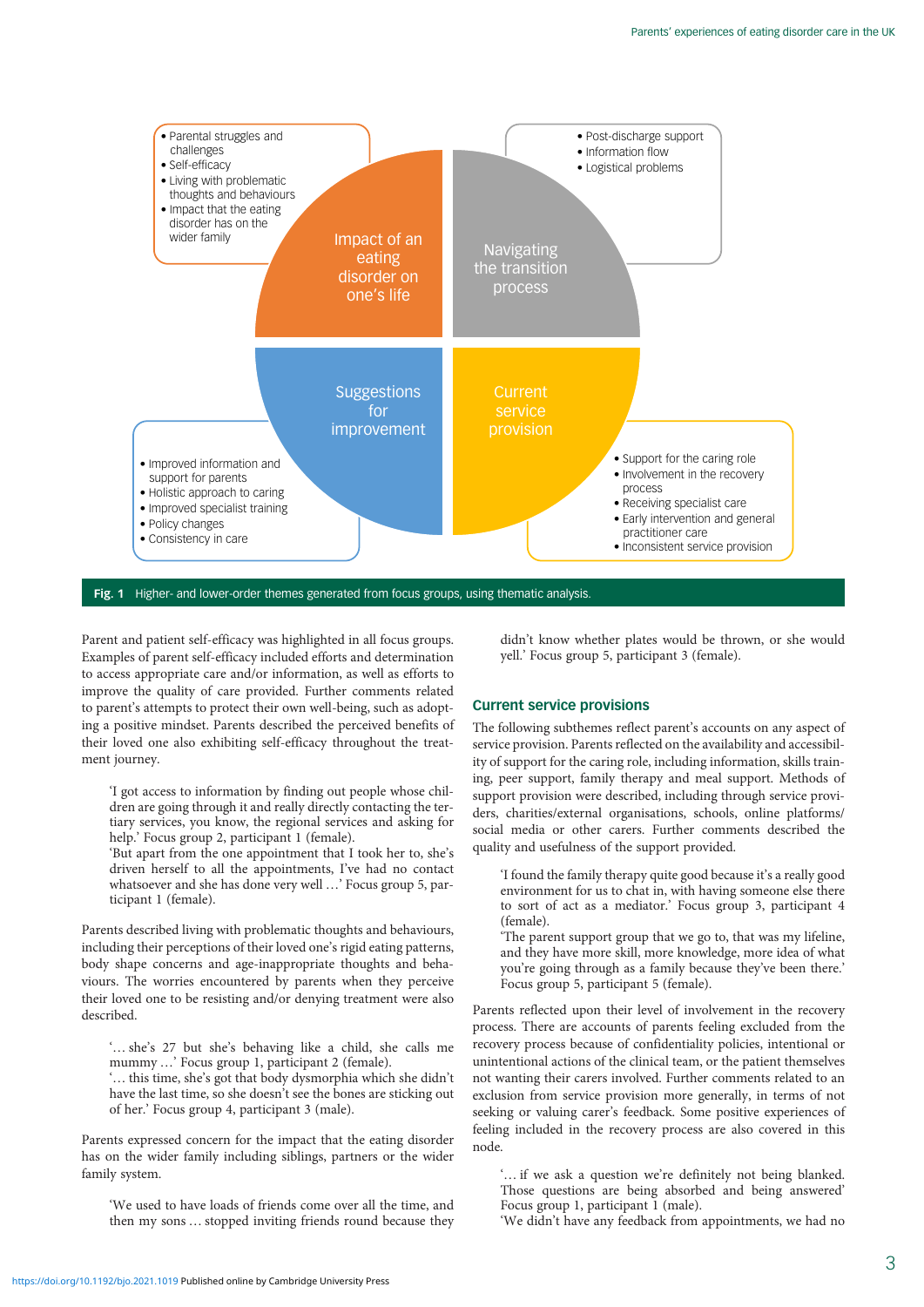Impact of an eating disorder on one's life

- Parental struggles and challenges
- Self-efficacy
- Living with problematic thoughts and behaviours
- Impact that the eating disorder has on the wider family

Navigating the transition process

- Post-discharge support
- Information flow
- Logistical problems

Suggestions for improvement

- Improved information and support for parents
- Holistic approach to caring
- Improved specialist training
- Policy changes
- Consistency in care

Current service provision

- Support for the caring role
- Involvement in the recovery process
- Receiving specialist care
- Early intervention and general practitioner care
- Inconsistent service provision

**Fig. 1** Higher- and lower-order themes generated from focus groups, using thematic analysis.

Parent and patient self-efficacy was highlighted in all focus groups. Examples of parent self-efficacy included efforts and determination to access appropriate care and/or information, as well as efforts to improve the quality of care provided. Further comments related to parent's attempts to protect their own well-being, such as adopting a positive mindset. Parents described the perceived benefits of their loved one also exhibiting self-efficacy throughout the treatment journey.

> 'I got access to information by finding out people whose children are going through it and really directly contacting the tertiary services, you know, the regional services and asking for help.' Focus group 2, participant 1 (female).
>
> 'But apart from the one appointment that I took her to, she's driven herself to all the appointments, I've had no contact whatsoever and she has done very well …' Focus group 5, participant 1 (female).

Parents described living with problematic thoughts and behaviours, including their perceptions of their loved one's rigid eating patterns, body shape concerns and age-inappropriate thoughts and behaviours. The worries encountered by parents when they perceive their loved one to be resisting and/or denying treatment were also described.

> '… she's 27 but she's behaving like a child, she calls me mummy …' Focus group 1, participant 2 (female).
>
> '… this time, she's got that body dysmorphia which she didn't have the last time, so she doesn't see the bones are sticking out of her.' Focus group 4, participant 3 (male).

Parents expressed concern for the impact that the eating disorder has on the wider family including siblings, partners or the wider family system.

> 'We used to have loads of friends come over all the time, and then my sons … stopped inviting friends round because they didn't know whether plates would be thrown, or she would yell.' Focus group 5, participant 3 (female).

## Current service provisions

The following subthemes reflect parent's accounts on any aspect of service provision. Parents reflected on the availability and accessibility of support for the caring role, including information, skills training, peer support, family therapy and meal support. Methods of support provision were described, including through service providers, charities/external organisations, schools, online platforms/social media or other carers. Further comments described the quality and usefulness of the support provided.

> 'I found the family therapy quite good because it's a really good environment for us to chat in, with having someone else there to sort of act as a mediator.' Focus group 3, participant 4 (female).
>
> 'The parent support group that we go to, that was my lifeline, and they have more skill, more knowledge, more idea of what you're going through as a family because they've been there.' Focus group 5, participant 5 (female).

Parents reflected upon their level of involvement in the recovery process. There are accounts of parents feeling excluded from the recovery process because of confidentiality policies, intentional or unintentional actions of the clinical team, or the patient themselves not wanting their carers involved. Further comments related to an exclusion from service provision more generally, in terms of not seeking or valuing carer's feedback. Some positive experiences of feeling included in the recovery process are also covered in this node.

> '… if we ask a question we're definitely not being blanked. Those questions are being absorbed and being answered' Focus group 1, participant 1 (male).
>
> 'We didn't have any feedback from appointments, we had no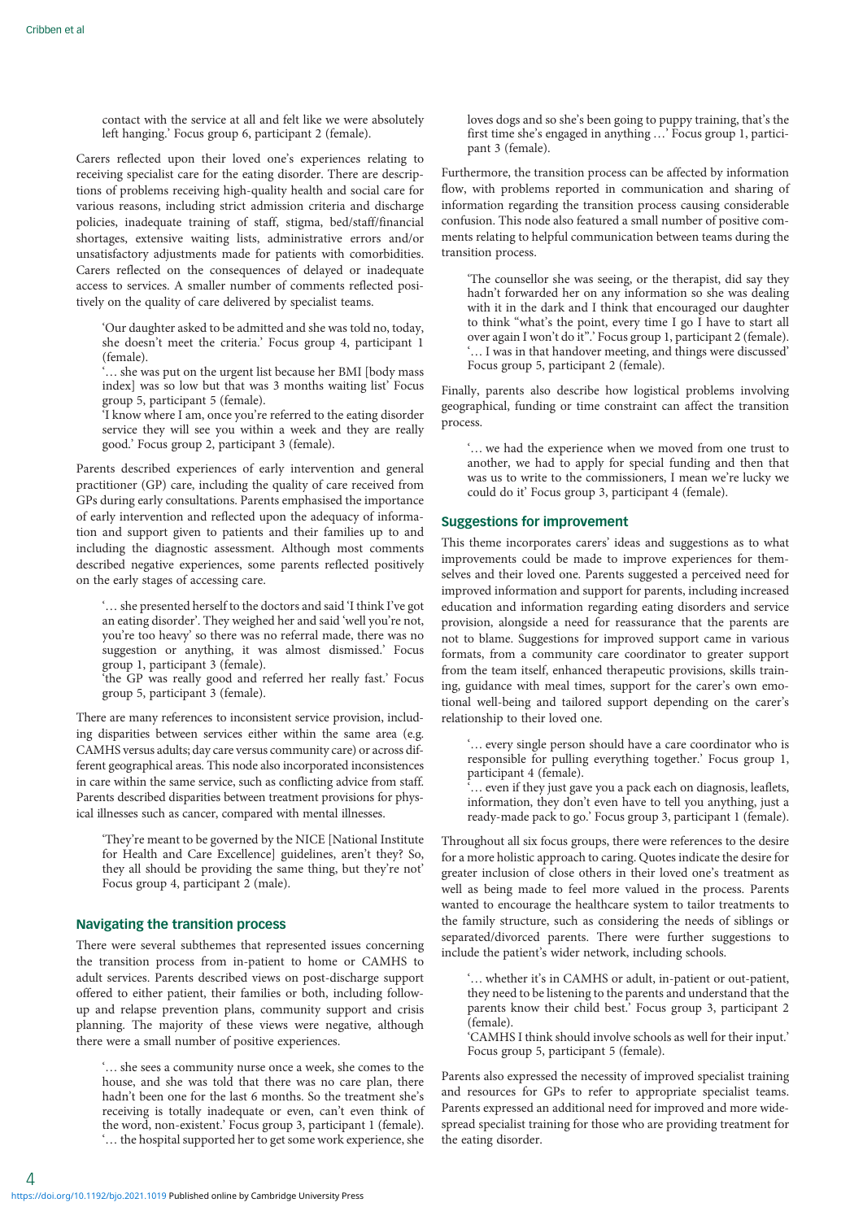contact with the service at all and felt like we were absolutely left hanging.' Focus group 6, participant 2 (female).

Carers reflected upon their loved one's experiences relating to receiving specialist care for the eating disorder. There are descriptions of problems receiving high-quality health and social care for various reasons, including strict admission criteria and discharge policies, inadequate training of staff, stigma, bed/staff/financial shortages, extensive waiting lists, administrative errors and/or unsatisfactory adjustments made for patients with comorbidities. Carers reflected on the consequences of delayed or inadequate access to services. A smaller number of comments reflected positively on the quality of care delivered by specialist teams.

> 'Our daughter asked to be admitted and she was told no, today, she doesn't meet the criteria.' Focus group 4, participant 1 (female).
>
> '… she was put on the urgent list because her BMI [body mass index] was so low but that was 3 months waiting list' Focus group 5, participant 5 (female).
>
> 'I know where I am, once you're referred to the eating disorder service they will see you within a week and they are really good.' Focus group 2, participant 3 (female).

Parents described experiences of early intervention and general practitioner (GP) care, including the quality of care received from GPs during early consultations. Parents emphasised the importance of early intervention and reflected upon the adequacy of information and support given to patients and their families up to and including the diagnostic assessment. Although most comments described negative experiences, some parents reflected positively on the early stages of accessing care.

> '… she presented herself to the doctors and said 'I think I've got an eating disorder'. They weighed her and said 'well you're not, you're too heavy' so there was no referral made, there was no suggestion or anything, it was almost dismissed.' Focus group 1, participant 3 (female).
>
> 'the GP was really good and referred her really fast.' Focus group 5, participant 3 (female).

There are many references to inconsistent service provision, including disparities between services either within the same area (e.g. CAMHS versus adults; day care versus community care) or across different geographical areas. This node also incorporated inconsistences in care within the same service, such as conflicting advice from staff. Parents described disparities between treatment provisions for physical illnesses such as cancer, compared with mental illnesses.

> 'They're meant to be governed by the NICE [National Institute for Health and Care Excellence] guidelines, aren't they? So, they all should be providing the same thing, but they're not' Focus group 4, participant 2 (male).

### Navigating the transition process

There were several subthemes that represented issues concerning the transition process from in-patient to home or CAMHS to adult services. Parents described views on post-discharge support offered to either patient, their families or both, including follow-up and relapse prevention plans, community support and crisis planning. The majority of these views were negative, although there were a small number of positive experiences.

> '… she sees a community nurse once a week, she comes to the house, and she was told that there was no care plan, there hadn't been one for the last 6 months. So the treatment she's receiving is totally inadequate or even, can't even think of the word, non-existent.' Focus group 3, participant 1 (female).
>
> '… the hospital supported her to get some work experience, she loves dogs and so she's been going to puppy training, that's the first time she's engaged in anything …' Focus group 1, participant 3 (female).

Furthermore, the transition process can be affected by information flow, with problems reported in communication and sharing of information regarding the transition process causing considerable confusion. This node also featured a small number of positive comments relating to helpful communication between teams during the transition process.

> 'The counsellor she was seeing, or the therapist, did say they hadn't forwarded her on any information so she was dealing with it in the dark and I think that encouraged our daughter to think "what's the point, every time I go I have to start all over again I won't do it".' Focus group 1, participant 2 (female).
>
> '… I was in that handover meeting, and things were discussed' Focus group 5, participant 2 (female).

Finally, parents also describe how logistical problems involving geographical, funding or time constraint can affect the transition process.

> '… we had the experience when we moved from one trust to another, we had to apply for special funding and then that was us to write to the commissioners, I mean we're lucky we could do it' Focus group 3, participant 4 (female).

### Suggestions for improvement

This theme incorporates carers' ideas and suggestions as to what improvements could be made to improve experiences for themselves and their loved one. Parents suggested a perceived need for improved information and support for parents, including increased education and information regarding eating disorders and service provision, alongside a need for reassurance that the parents are not to blame. Suggestions for improved support came in various formats, from a community care coordinator to greater support from the team itself, enhanced therapeutic provisions, skills training, guidance with meal times, support for the carer's own emotional well-being and tailored support depending on the carer's relationship to their loved one.

> '… every single person should have a care coordinator who is responsible for pulling everything together.' Focus group 1, participant 4 (female).
>
> '… even if they just gave you a pack each on diagnosis, leaflets, information, they don't even have to tell you anything, just a ready-made pack to go.' Focus group 3, participant 1 (female).

Throughout all six focus groups, there were references to the desire for a more holistic approach to caring. Quotes indicate the desire for greater inclusion of close others in their loved one's treatment as well as being made to feel more valued in the process. Parents wanted to encourage the healthcare system to tailor treatments to the family structure, such as considering the needs of siblings or separated/divorced parents. There were further suggestions to include the patient's wider network, including schools.

> '… whether it's in CAMHS or adult, in-patient or out-patient, they need to be listening to the parents and understand that the parents know their child best.' Focus group 3, participant 2 (female).
>
> 'CAMHS I think should involve schools as well for their input.' Focus group 5, participant 5 (female).

Parents also expressed the necessity of improved specialist training and resources for GPs to refer to appropriate specialist teams. Parents expressed an additional need for improved and more widespread specialist training for those who are providing treatment for the eating disorder.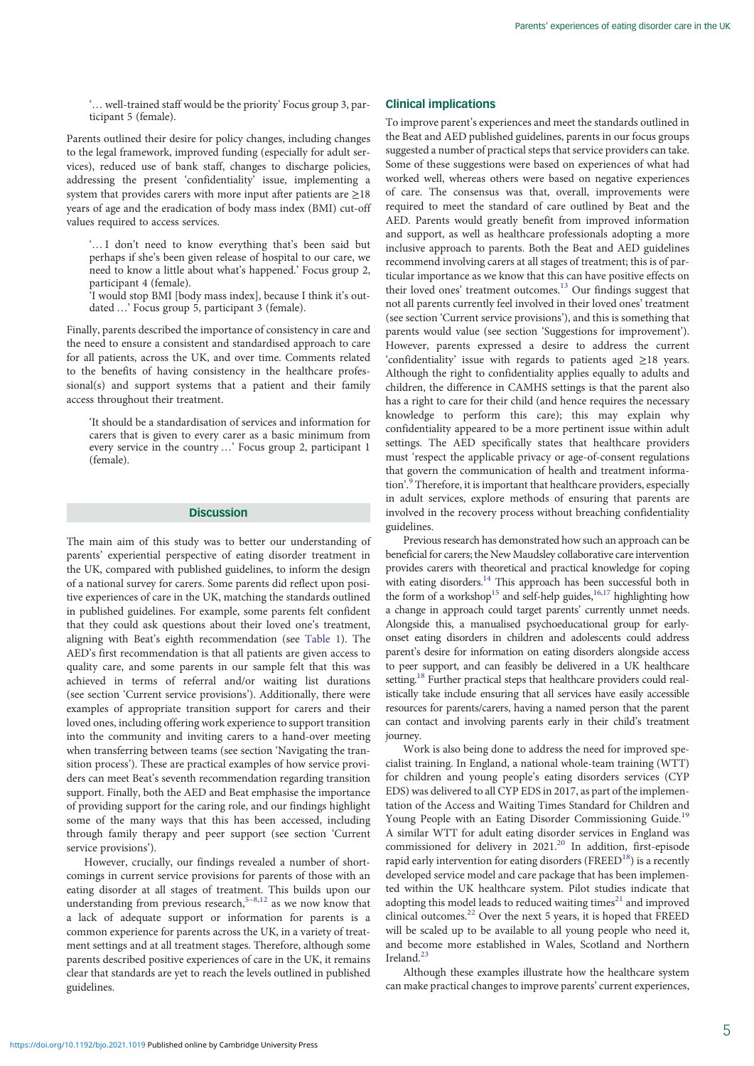'… well-trained staff would be the priority' Focus group 3, participant 5 (female).

Parents outlined their desire for policy changes, including changes to the legal framework, improved funding (especially for adult services), reduced use of bank staff, changes to discharge policies, addressing the present 'confidentiality' issue, implementing a system that provides carers with more input after patients are ≥18 years of age and the eradication of body mass index (BMI) cut-off values required to access services.

> '… I don't need to know everything that's been said but perhaps if she's been given release of hospital to our care, we need to know a little about what's happened.' Focus group 2, participant 4 (female).
>
> 'I would stop BMI [body mass index], because I think it's outdated …' Focus group 5, participant 3 (female).

Finally, parents described the importance of consistency in care and the need to ensure a consistent and standardised approach to care for all patients, across the UK, and over time. Comments related to the benefits of having consistency in the healthcare professional(s) and support systems that a patient and their family access throughout their treatment.

> 'It should be a standardisation of services and information for carers that is given to every carer as a basic minimum from every service in the country …' Focus group 2, participant 1 (female).

## Discussion

The main aim of this study was to better our understanding of parents' experiential perspective of eating disorder treatment in the UK, compared with published guidelines, to inform the design of a national survey for carers. Some parents did reflect upon positive experiences of care in the UK, matching the standards outlined in published guidelines. For example, some parents felt confident that they could ask questions about their loved one's treatment, aligning with Beat's eighth recommendation (see Table 1). The AED's first recommendation is that all patients are given access to quality care, and some parents in our sample felt that this was achieved in terms of referral and/or waiting list durations (see section 'Current service provisions'). Additionally, there were examples of appropriate transition support for carers and their loved ones, including offering work experience to support transition into the community and inviting carers to a hand-over meeting when transferring between teams (see section 'Navigating the transition process'). These are practical examples of how service providers can meet Beat's seventh recommendation regarding transition support. Finally, both the AED and Beat emphasise the importance of providing support for the caring role, and our findings highlight some of the many ways that this has been accessed, including through family therapy and peer support (see section 'Current service provisions').

However, crucially, our findings revealed a number of shortcomings in current service provisions for parents of those with an eating disorder at all stages of treatment. This builds upon our understanding from previous research,[5–8,12] as we now know that a lack of adequate support or information for parents is a common experience for parents across the UK, in a variety of treatment settings and at all treatment stages. Therefore, although some parents described positive experiences of care in the UK, it remains clear that standards are yet to reach the levels outlined in published guidelines.

## Clinical implications

To improve parent's experiences and meet the standards outlined in the Beat and AED published guidelines, parents in our focus groups suggested a number of practical steps that service providers can take. Some of these suggestions were based on experiences of what had worked well, whereas others were based on negative experiences of care. The consensus was that, overall, improvements were required to meet the standard of care outlined by Beat and the AED. Parents would greatly benefit from improved information and support, as well as healthcare professionals adopting a more inclusive approach to parents. Both the Beat and AED guidelines recommend involving carers at all stages of treatment; this is of particular importance as we know that this can have positive effects on their loved ones' treatment outcomes.[13] Our findings suggest that not all parents currently feel involved in their loved ones' treatment (see section 'Current service provisions'), and this is something that parents would value (see section 'Suggestions for improvement'). However, parents expressed a desire to address the current 'confidentiality' issue with regards to patients aged ≥18 years. Although the right to confidentiality applies equally to adults and children, the difference in CAMHS settings is that the parent also has a right to care for their child (and hence requires the necessary knowledge to perform this care); this may explain why confidentiality appeared to be a more pertinent issue within adult settings. The AED specifically states that healthcare providers must 'respect the applicable privacy or age-of-consent regulations that govern the communication of health and treatment information'.[9] Therefore, it is important that healthcare providers, especially in adult services, explore methods of ensuring that parents are involved in the recovery process without breaching confidentiality guidelines.

Previous research has demonstrated how such an approach can be beneficial for carers; the New Maudsley collaborative care intervention provides carers with theoretical and practical knowledge for coping with eating disorders.[14] This approach has been successful both in the form of a workshop[15] and self-help guides,[16,17] highlighting how a change in approach could target parents' currently unmet needs. Alongside this, a manualised psychoeducational group for early-onset eating disorders in children and adolescents could address parent's desire for information on eating disorders alongside access to peer support, and can feasibly be delivered in a UK healthcare setting.[18] Further practical steps that healthcare providers could realistically take include ensuring that all services have easily accessible resources for parents/carers, having a named person that the parent can contact and involving parents early in their child's treatment journey.

Work is also being done to address the need for improved specialist training. In England, a national whole-team training (WTT) for children and young people's eating disorders services (CYP EDS) was delivered to all CYP EDS in 2017, as part of the implementation of the Access and Waiting Times Standard for Children and Young People with an Eating Disorder Commissioning Guide.[19] A similar WTT for adult eating disorder services in England was commissioned for delivery in 2021.[20] In addition, first-episode rapid early intervention for eating disorders (FREED[18]) is a recently developed service model and care package that has been implemented within the UK healthcare system. Pilot studies indicate that adopting this model leads to reduced waiting times[21] and improved clinical outcomes.[22] Over the next 5 years, it is hoped that FREED will be scaled up to be available to all young people who need it, and become more established in Wales, Scotland and Northern Ireland.[23]

Although these examples illustrate how the healthcare system can make practical changes to improve parents' current experiences,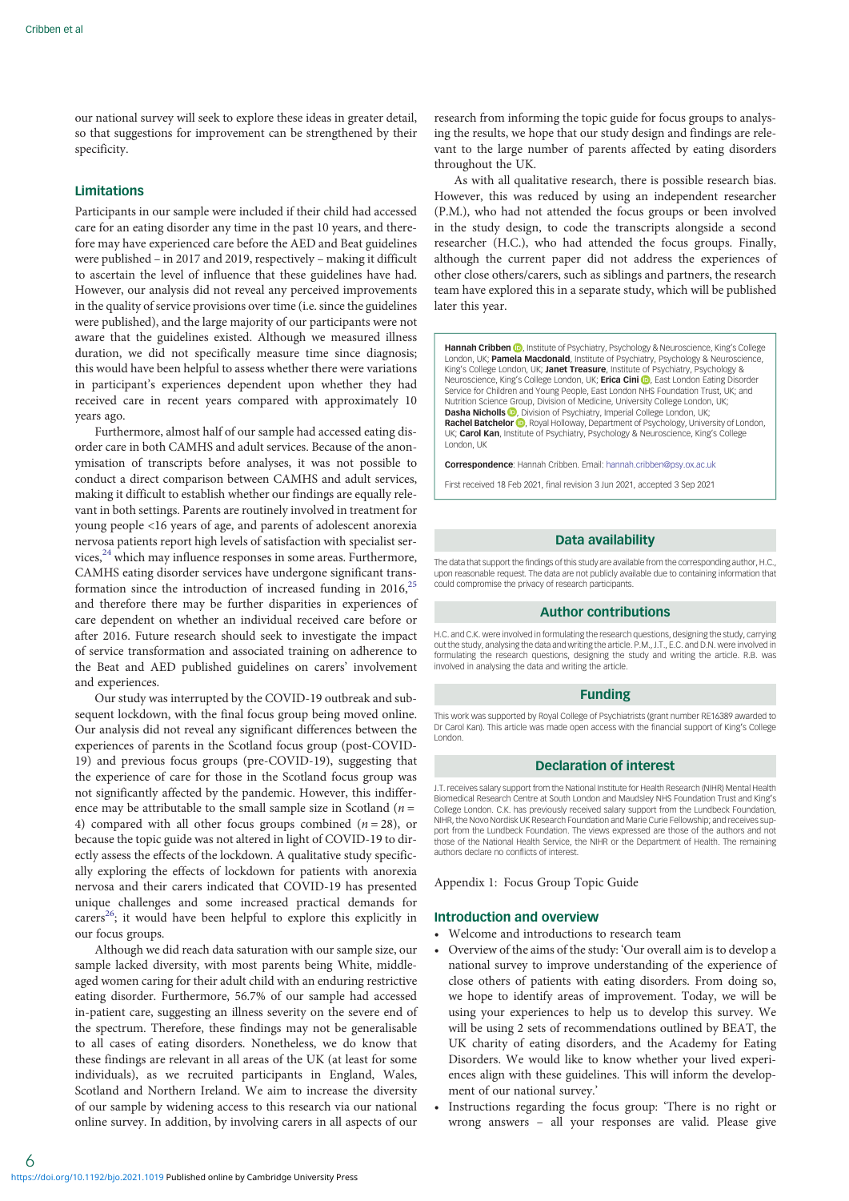our national survey will seek to explore these ideas in greater detail, so that suggestions for improvement can be strengthened by their specificity.

## Limitations

Participants in our sample were included if their child had accessed care for an eating disorder any time in the past 10 years, and therefore may have experienced care before the AED and Beat guidelines were published – in 2017 and 2019, respectively – making it difficult to ascertain the level of influence that these guidelines have had. However, our analysis did not reveal any perceived improvements in the quality of service provisions over time (i.e. since the guidelines were published), and the large majority of our participants were not aware that the guidelines existed. Although we measured illness duration, we did not specifically measure time since diagnosis; this would have been helpful to assess whether there were variations in participant's experiences dependent upon whether they had received care in recent years compared with approximately 10 years ago.

Furthermore, almost half of our sample had accessed eating disorder care in both CAMHS and adult services. Because of the anonymisation of transcripts before analyses, it was not possible to conduct a direct comparison between CAMHS and adult services, making it difficult to establish whether our findings are equally relevant in both settings. Parents are routinely involved in treatment for young people <16 years of age, and parents of adolescent anorexia nervosa patients report high levels of satisfaction with specialist services,[24] which may influence responses in some areas. Furthermore, CAMHS eating disorder services have undergone significant transformation since the introduction of increased funding in 2016,[25] and therefore there may be further disparities in experiences of care dependent on whether an individual received care before or after 2016. Future research should seek to investigate the impact of service transformation and associated training on adherence to the Beat and AED published guidelines on carers' involvement and experiences.

Our study was interrupted by the COVID-19 outbreak and subsequent lockdown, with the final focus group being moved online. Our analysis did not reveal any significant differences between the experiences of parents in the Scotland focus group (post-COVID-19) and previous focus groups (pre-COVID-19), suggesting that the experience of care for those in the Scotland focus group was not significantly affected by the pandemic. However, this indifference may be attributable to the small sample size in Scotland ($n$ = 4) compared with all other focus groups combined ($n$ = 28), or because the topic guide was not altered in light of COVID-19 to directly assess the effects of the lockdown. A qualitative study specifically exploring the effects of lockdown for patients with anorexia nervosa and their carers indicated that COVID-19 has presented unique challenges and some increased practical demands for carers[26]; it would have been helpful to explore this explicitly in our focus groups.

Although we did reach data saturation with our sample size, our sample lacked diversity, with most parents being White, middle-aged women caring for their adult child with an enduring restrictive eating disorder. Furthermore, 56.7% of our sample had accessed in-patient care, suggesting an illness severity on the severe end of the spectrum. Therefore, these findings may not be generalisable to all cases of eating disorders. Nonetheless, we do know that these findings are relevant in all areas of the UK (at least for some individuals), as we recruited participants in England, Wales, Scotland and Northern Ireland. We aim to increase the diversity of our sample by widening access to this research via our national online survey. In addition, by involving carers in all aspects of our research from informing the topic guide for focus groups to analysing the results, we hope that our study design and findings are relevant to the large number of parents affected by eating disorders throughout the UK.

As with all qualitative research, there is possible research bias. However, this was reduced by using an independent researcher (P.M.), who had not attended the focus groups or been involved in the study design, to code the transcripts alongside a second researcher (H.C.), who had attended the focus groups. Finally, although the current paper did not address the experiences of other close others/carers, such as siblings and partners, the research team have explored this in a separate study, which will be published later this year.

**Hannah Cribben**, Institute of Psychiatry, Psychology & Neuroscience, King's College London, UK; **Pamela Macdonald**, Institute of Psychiatry, Psychology & Neuroscience, King's College London, UK; **Janet Treasure**, Institute of Psychiatry, Psychology & Neuroscience, King's College London, UK; **Erica Cini**, East London Eating Disorder Service for Children and Young People, East London NHS Foundation Trust, UK; and Nutrition Science Group, Division of Medicine, University College London, UK; **Dasha Nicholls**, Division of Psychiatry, Imperial College London, UK; **Rachel Batchelor**, Royal Holloway, Department of Psychology, University of London, UK; **Carol Kan**, Institute of Psychiatry, Psychology & Neuroscience, King's College London, UK

**Correspondence**: Hannah Cribben. Email: hannah.cribben@psy.ox.ac.uk

First received 18 Feb 2021, final revision 3 Jun 2021, accepted 3 Sep 2021

## Data availability

The data that support the findings of this study are available from the corresponding author, H.C., upon reasonable request. The data are not publicly available due to containing information that could compromise the privacy of research participants.

## Author contributions

H.C. and C.K. were involved in formulating the research questions, designing the study, carrying out the study, analysing the data and writing the article. P.M., J.T., E.C. and D.N. were involved in formulating the research questions, designing the study and writing the article. R.B. was involved in analysing the data and writing the article.

## Funding

This work was supported by Royal College of Psychiatrists (grant number RE16389 awarded to Dr Carol Kan). This article was made open access with the financial support of King's College London.

## Declaration of interest

J.T. receives salary support from the National Institute for Health Research (NIHR) Mental Health Biomedical Research Centre at South London and Maudsley NHS Foundation Trust and King's College London. C.K. has previously received salary support from the Lundbeck Foundation, NIHR, the Novo Nordisk UK Research Foundation and Marie Curie Fellowship; and receives support from the Lundbeck Foundation. The views expressed are those of the authors and not those of the National Health Service, the NIHR or the Department of Health. The remaining authors declare no conflicts of interest.

Appendix 1: Focus Group Topic Guide

## Introduction and overview

- Welcome and introductions to research team
- Overview of the aims of the study: 'Our overall aim is to develop a national survey to improve understanding of the experience of close others of patients with eating disorders. From doing so, we hope to identify areas of improvement. Today, we will be using your experiences to help us to develop this survey. We will be using 2 sets of recommendations outlined by BEAT, the UK charity of eating disorders, and the Academy for Eating Disorders. We would like to know whether your lived experiences align with these guidelines. This will inform the development of our national survey.'
- Instructions regarding the focus group: 'There is no right or wrong answers – all your responses are valid. Please give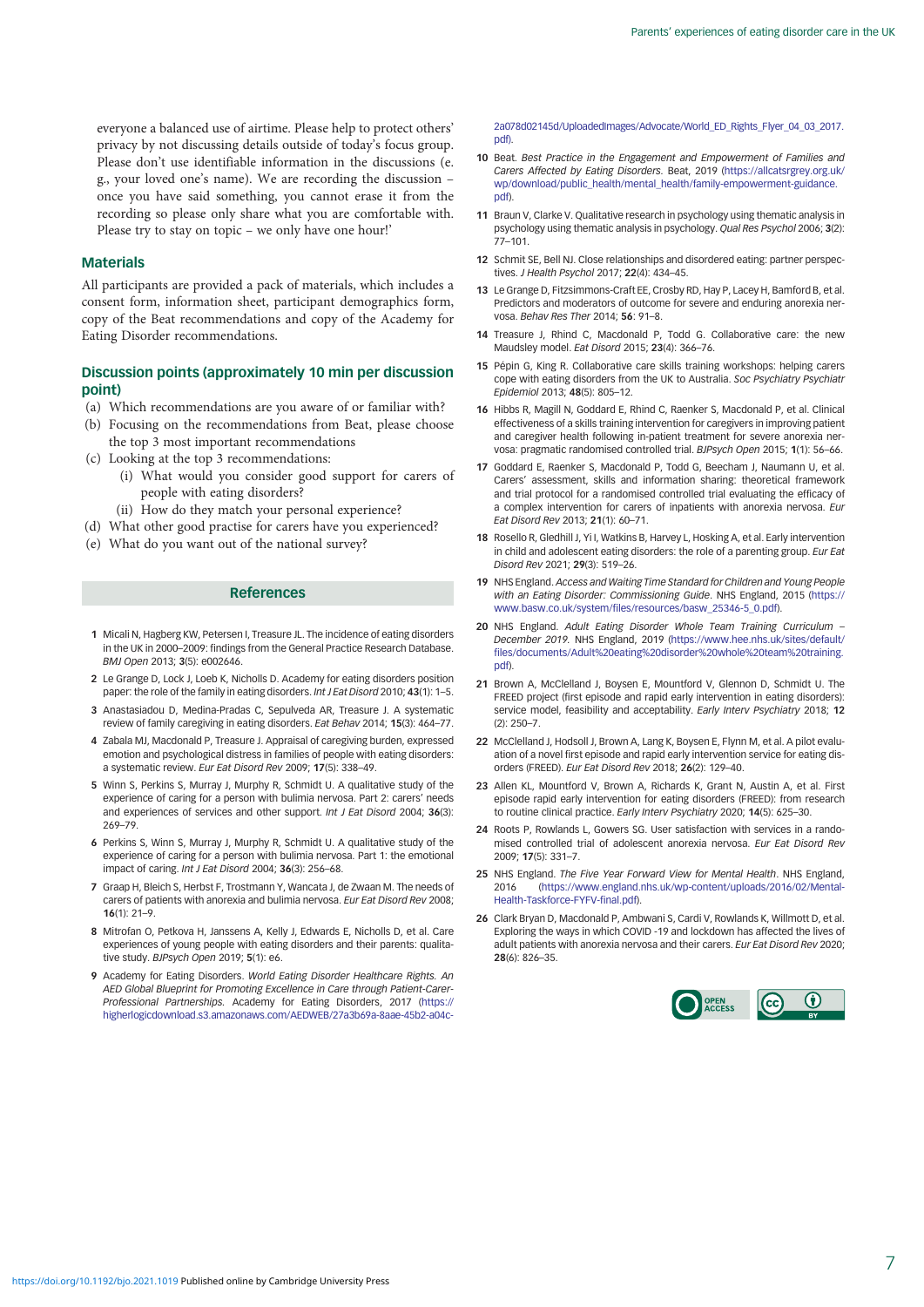everyone a balanced use of airtime. Please help to protect others' privacy by not discussing details outside of today's focus group. Please don't use identifiable information in the discussions (e. g., your loved one's name). We are recording the discussion – once you have said something, you cannot erase it from the recording so please only share what you are comfortable with. Please try to stay on topic – we only have one hour!'

### Materials

All participants are provided a pack of materials, which includes a consent form, information sheet, participant demographics form, copy of the Beat recommendations and copy of the Academy for Eating Disorder recommendations.

### Discussion points (approximately 10 min per discussion point)

(a) Which recommendations are you aware of or familiar with?
(b) Focusing on the recommendations from Beat, please choose the top 3 most important recommendations
(c) Looking at the top 3 recommendations:
  (i) What would you consider good support for carers of people with eating disorders?
  (ii) How do they match your personal experience?
(d) What other good practise for carers have you experienced?
(e) What do you want out of the national survey?

## References

1 Micali N, Hagberg KW, Petersen I, Treasure JL. The incidence of eating disorders in the UK in 2000–2009: findings from the General Practice Research Database. *BMJ Open* 2013; **3**(5): e002646.

2 Le Grange D, Lock J, Loeb K, Nicholls D. Academy for eating disorders position paper: the role of the family in eating disorders. *Int J Eat Disord* 2010; **43**(1): 1–5.

3 Anastasiadou D, Medina-Pradas C, Sepulveda AR, Treasure J. A systematic review of family caregiving in eating disorders. *Eat Behav* 2014; **15**(3): 464–77.

4 Zabala MJ, Macdonald P, Treasure J. Appraisal of caregiving burden, expressed emotion and psychological distress in families of people with eating disorders: a systematic review. *Eur Eat Disord Rev* 2009; **17**(5): 338–49.

5 Winn S, Perkins S, Murray J, Murphy R, Schmidt U. A qualitative study of the experience of caring for a person with bulimia nervosa. Part 2: carers' needs and experiences of services and other support. *Int J Eat Disord* 2004; **36**(3): 269–79.

6 Perkins S, Winn S, Murray J, Murphy R, Schmidt U. A qualitative study of the experience of caring for a person with bulimia nervosa. Part 1: the emotional impact of caring. *Int J Eat Disord* 2004; **36**(3): 256–68.

7 Graap H, Bleich S, Herbst F, Trostmann Y, Wancata J, de Zwaan M. The needs of carers of patients with anorexia and bulimia nervosa. *Eur Eat Disord Rev* 2008; **16**(1): 21–9.

8 Mitrofan O, Petkova H, Janssens A, Kelly J, Edwards E, Nicholls D, et al. Care experiences of young people with eating disorders and their parents: qualitative study. *BJPsych Open* 2019; **5**(1): e6.

9 Academy for Eating Disorders. *World Eating Disorder Healthcare Rights. An AED Global Blueprint for Promoting Excellence in Care through Patient-Carer-Professional Partnerships*. Academy for Eating Disorders, 2017 (https://higherlogicdownload.s3.amazonaws.com/AEDWEB/27a3b69a-8aae-45b2-a04c-2a078d02145d/UploadedImages/Advocate/World_ED_Rights_Flyer_04_03_2017.pdf).

10 Beat. *Best Practice in the Engagement and Empowerment of Families and Carers Affected by Eating Disorders*. Beat, 2019 (https://allcatsrgrey.org.uk/wp/download/public_health/mental_health/family-empowerment-guidance.pdf).

11 Braun V, Clarke V. Qualitative research in psychology using thematic analysis in psychology using thematic analysis in psychology. *Qual Res Psychol* 2006; **3**(2): 77–101.

12 Schmit SE, Bell NJ. Close relationships and disordered eating: partner perspectives. *J Health Psychol* 2017; **22**(4): 434–45.

13 Le Grange D, Fitzsimmons-Craft EE, Crosby RD, Hay P, Lacey H, Bamford B, et al. Predictors and moderators of outcome for severe and enduring anorexia nervosa. *Behav Res Ther* 2014; **56**: 91–8.

14 Treasure J, Rhind C, Macdonald P, Todd G. Collaborative care: the new Maudsley model. *Eat Disord* 2015; **23**(4): 366–76.

15 Pépin G, King R. Collaborative care skills training workshops: helping carers cope with eating disorders from the UK to Australia. *Soc Psychiatry Psychiatr Epidemiol* 2013; **48**(5): 805–12.

16 Hibbs R, Magill N, Goddard E, Rhind C, Raenker S, Macdonald P, et al. Clinical effectiveness of a skills training intervention for caregivers in improving patient and caregiver health following in-patient treatment for severe anorexia nervosa: pragmatic randomised controlled trial. *BJPsych Open* 2015; **1**(1): 56–66.

17 Goddard E, Raenker S, Macdonald P, Todd G, Beecham J, Naumann U, et al. Carers' assessment, skills and information sharing: theoretical framework and trial protocol for a randomised controlled trial evaluating the efficacy of a complex intervention for carers of inpatients with anorexia nervosa. *Eur Eat Disord Rev* 2013; **21**(1): 60–71.

18 Rosello R, Gledhill J, Yi I, Watkins B, Harvey L, Hosking A, et al. Early intervention in child and adolescent eating disorders: the role of a parenting group. *Eur Eat Disord Rev* 2021; **29**(3): 519–26.

19 NHS England. *Access and Waiting Time Standard for Children and Young People with an Eating Disorder: Commissioning Guide*. NHS England, 2015 (https://www.basw.co.uk/system/files/resources/basw_25346-5_0.pdf).

20 NHS England. *Adult Eating Disorder Whole Team Training Curriculum – December 2019*. NHS England, 2019 (https://www.hee.nhs.uk/sites/default/files/documents/Adult%20eating%20disorder%20whole%20team%20training.pdf).

21 Brown A, McClelland J, Boysen E, Mountford V, Glennon D, Schmidt U. The FREED project (first episode and rapid early intervention in eating disorders): service model, feasibility and acceptability. *Early Interv Psychiatry* 2018; **12**(2): 250–7.

22 McClelland J, Hodsoll J, Brown A, Lang K, Boysen E, Flynn M, et al. A pilot evaluation of a novel first episode and rapid early intervention service for eating disorders (FREED). *Eur Eat Disord Rev* 2018; **26**(2): 129–40.

23 Allen KL, Mountford V, Brown A, Richards K, Grant N, Austin A, et al. First episode rapid early intervention for eating disorders (FREED): from research to routine clinical practice. *Early Interv Psychiatry* 2020; **14**(5): 625–30.

24 Roots P, Rowlands L, Gowers SG. User satisfaction with services in a randomised controlled trial of adolescent anorexia nervosa. *Eur Eat Disord Rev* 2009; **17**(5): 331–7.

25 NHS England. *The Five Year Forward View for Mental Health*. NHS England, 2016 (https://www.england.nhs.uk/wp-content/uploads/2016/02/Mental-Health-Taskforce-FYFV-final.pdf).

26 Clark Bryan D, Macdonald P, Ambwani S, Cardi V, Rowlands K, Willmott D, et al. Exploring the ways in which COVID -19 and lockdown has affected the lives of adult patients with anorexia nervosa and their carers. *Eur Eat Disord Rev* 2020; **28**(6): 826–35.